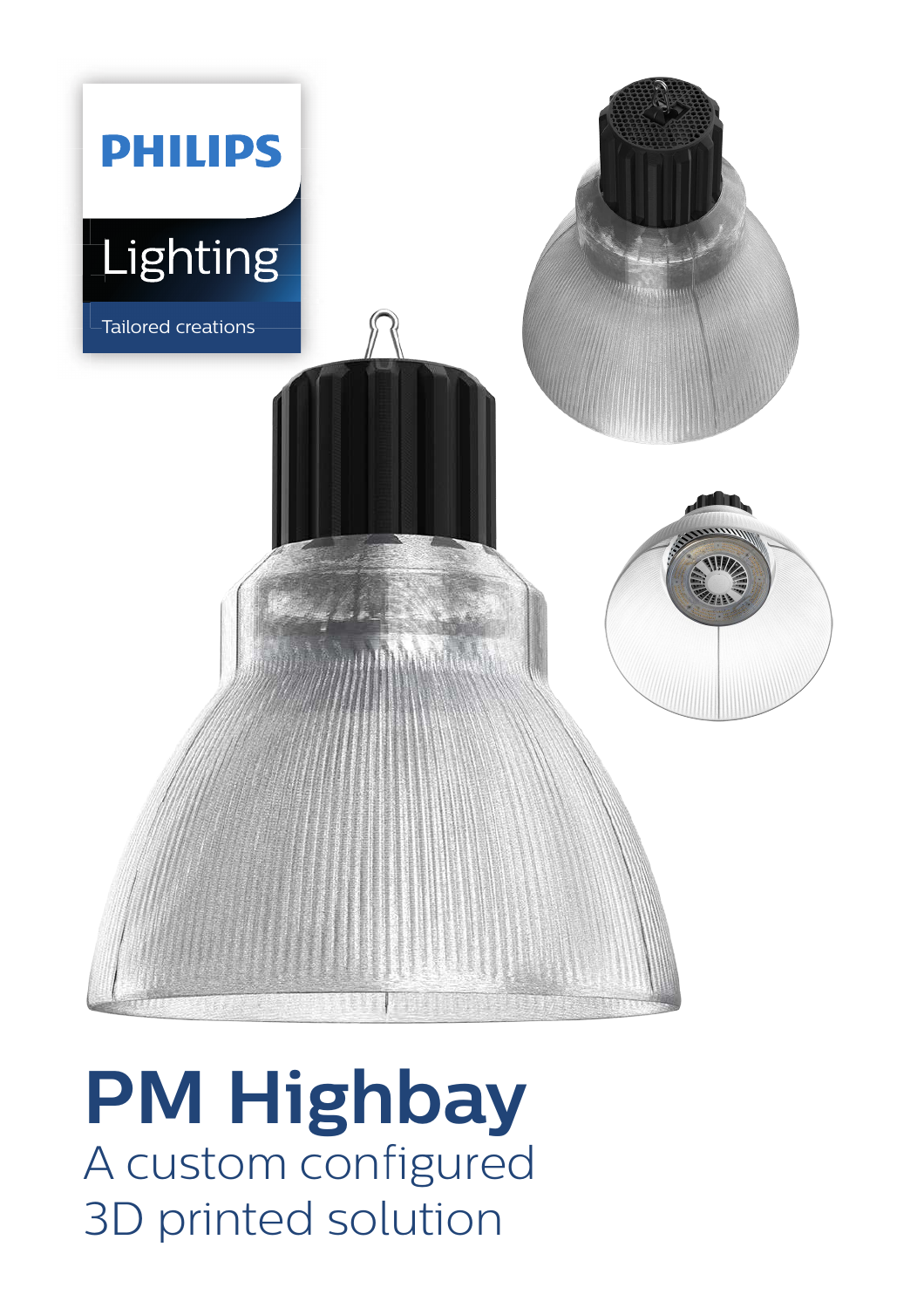PHILIPS

Lighting

Tailored creations

# PM Highbay

## A custom configured 3D printed solution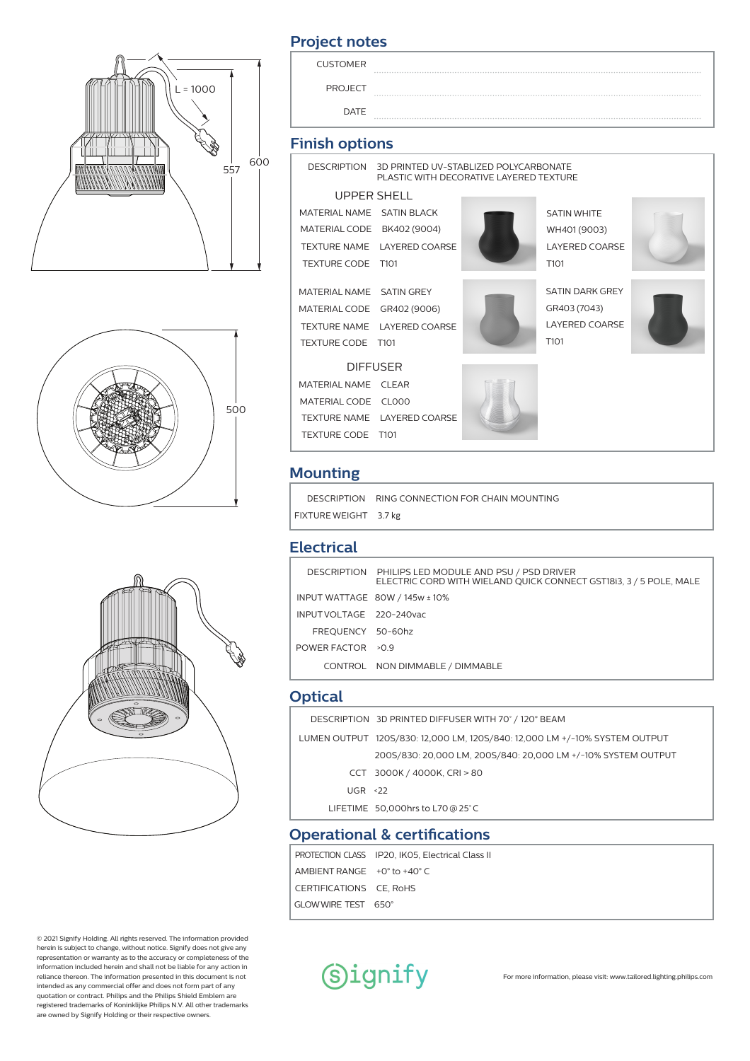L = 1000

557

600

500

## Project notes

| | |
|---|---|
| CUSTOMER | |
| PROJECT | |
| DATE | |

## Finish options

DESCRIPTION 3D PRINTED UV-STABLIZED POLYCARBONATE PLASTIC WITH DECORATIVE LAYERED TEXTURE

### UPPER SHELL

| | | | |
|---|---|---|---|
| MATERIAL NAME | SATIN BLACK | | SATIN WHITE |
| MATERIAL CODE | BK402 (9004) | | WH401 (9003) |
| TEXTURE NAME | LAYERED COARSE | | LAYERED COARSE |
| TEXTURE CODE | T101 | | T101 |

| | | | |
|---|---|---|---|
| MATERIAL NAME | SATIN GREY | | SATIN DARK GREY |
| MATERIAL CODE | GR402 (9006) | | GR403 (7043) |
| TEXTURE NAME | LAYERED COARSE | | LAYERED COARSE |
| TEXTURE CODE | T101 | | T101 |

### DIFFUSER

| | |
|---|---|
| MATERIAL NAME | CLEAR |
| MATERIAL CODE | CL000 |
| TEXTURE NAME | LAYERED COARSE |
| TEXTURE CODE | T101 |

## Mounting

| | |
|---|---|
| DESCRIPTION | RING CONNECTION FOR CHAIN MOUNTING |
| FIXTURE WEIGHT | 3.7 kg |

## Electrical

| | |
|---|---|
| DESCRIPTION | PHILIPS LED MODULE AND PSU / PSD DRIVER<br>ELECTRIC CORD WITH WIELAND QUICK CONNECT GST18i3, 3 / 5 POLE, MALE |
| INPUT WATTAGE | 80W / 145w ± 10% |
| INPUT VOLTAGE | 220-240vac |
| FREQUENCY | 50-60hz |
| POWER FACTOR | >0.9 |
| CONTROL | NON DIMMABLE / DIMMABLE |

## Optical

| | |
|---|---|
| DESCRIPTION | 3D PRINTED DIFFUSER WITH 70° / 120° BEAM |
| LUMEN OUTPUT | 120S/830: 12,000 LM, 120S/840: 12,000 LM +/-10% SYSTEM OUTPUT<br>200S/830: 20,000 LM, 200S/840: 20,000 LM +/-10% SYSTEM OUTPUT |
| CCT | 3000K / 4000K, CRI > 80 |
| UGR | <22 |
| LIFETIME | 50,000hrs to L70 @ 25° C |

## Operational & certifications

| | |
|---|---|
| PROTECTION CLASS | IP20, IK05, Electrical Class II |
| AMBIENT RANGE | +0° to +40° C |
| CERTIFICATIONS | CE, RoHS |
| GLOW WIRE TEST | 650° |

© 2021 Signify Holding. All rights reserved. The information provided herein is subject to change, without notice. Signify does not give any representation or warranty as to the accuracy or completeness of the information included herein and shall not be liable for any action in reliance thereon. The information presented in this document is not intended as any commercial offer and does not form part of any quotation or contract. Philips and the Philips Shield Emblem are registered trademarks of Koninklijke Philips N.V. All other trademarks are owned by Signify Holding or their respective owners.

signify

For more information, please visit: www.tailored.lighting.philips.com